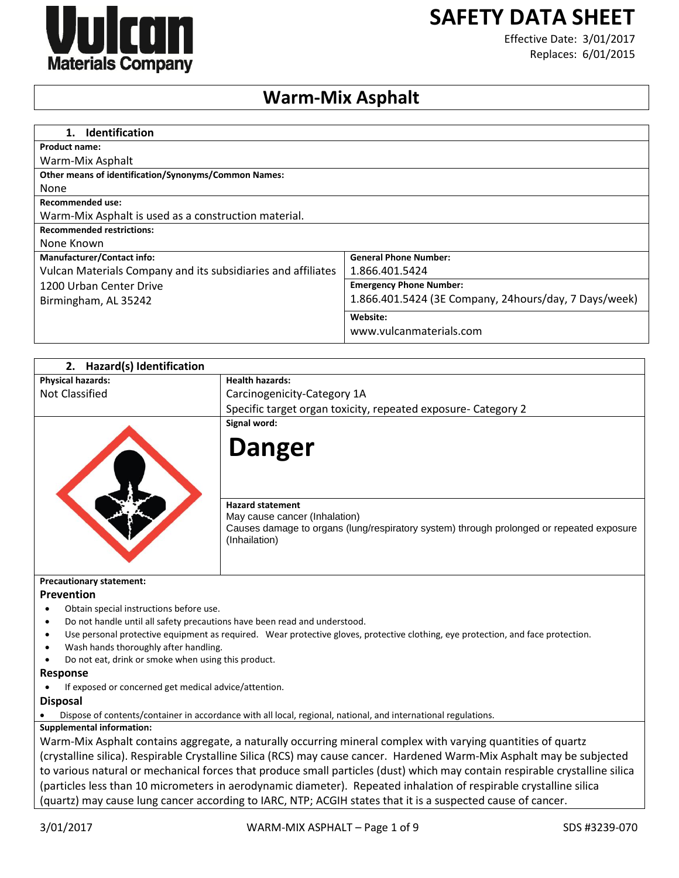# SAFETY DATA SHEET

Effective Date: 3/01/2017
Replaces: 6/01/2015

# Warm-Mix Asphalt

## 1. Identification

**Product name:**
Warm-Mix Asphalt

**Other means of identification/Synonyms/Common Names:**
None

**Recommended use:**
Warm-Mix Asphalt is used as a construction material.

**Recommended restrictions:**
None Known

| **Manufacturer/Contact info:** | **General Phone Number:** |
|---|---|
| Vulcan Materials Company and its subsidiaries and affiliates | 1.866.401.5424 |
| 1200 Urban Center Drive<br>Birmingham, AL 35242 | **Emergency Phone Number:**<br>1.866.401.5424 (3E Company, 24hours/day, 7 Days/week) |
| | **Website:**<br>www.vulcanmaterials.com |

## 2. Hazard(s) Identification

| **Physical hazards:** | **Health hazards:** |
|---|---|
| Not Classified | Carcinogenicity-Category 1A<br>Specific target organ toxicity, repeated exposure- Category 2 |

**Signal word:**

**Danger**

**Hazard statement**
May cause cancer (Inhalation)
Causes damage to organs (lung/respiratory system) through prolonged or repeated exposure (Inhailation)

**Precautionary statement:**

### Prevention

- Obtain special instructions before use.
- Do not handle until all safety precautions have been read and understood.
- Use personal protective equipment as required. Wear protective gloves, protective clothing, eye protection, and face protection.
- Wash hands thoroughly after handling.
- Do not eat, drink or smoke when using this product.

### Response

- If exposed or concerned get medical advice/attention.

### Disposal

- Dispose of contents/container in accordance with all local, regional, national, and international regulations.

**Supplemental information:**
Warm-Mix Asphalt contains aggregate, a naturally occurring mineral complex with varying quantities of quartz (crystalline silica). Respirable Crystalline Silica (RCS) may cause cancer. Hardened Warm-Mix Asphalt may be subjected to various natural or mechanical forces that produce small particles (dust) which may contain respirable crystalline silica (particles less than 10 micrometers in aerodynamic diameter). Repeated inhalation of respirable crystalline silica (quartz) may cause lung cancer according to IARC, NTP; ACGIH states that it is a suspected cause of cancer.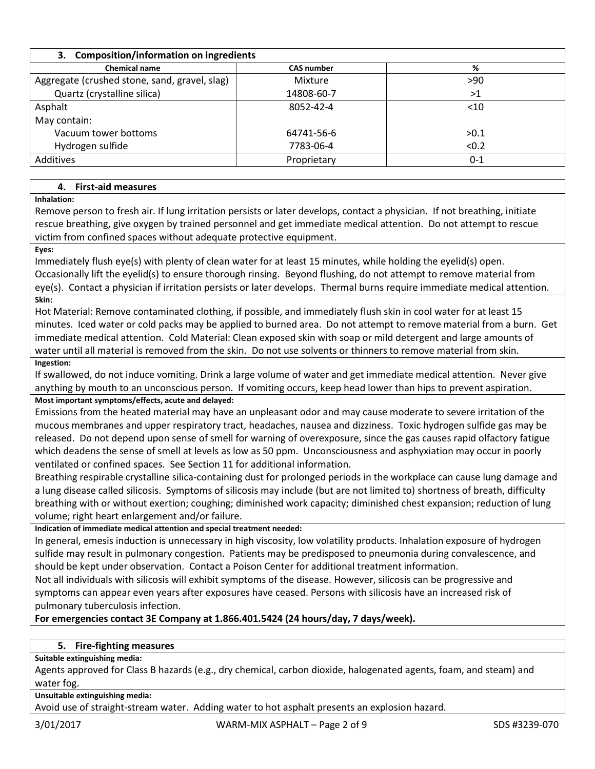## 3. Composition/information on ingredients

| Chemical name | CAS number | % |
|---|---|---|
| Aggregate (crushed stone, sand, gravel, slag) | Mixture | >90 |
| Quartz (crystalline silica) | 14808-60-7 | >1 |
| Asphalt | 8052-42-4 | <10 |
| May contain: | | |
| Vacuum tower bottoms | 64741-56-6 | >0.1 |
| Hydrogen sulfide | 7783-06-4 | <0.2 |
| Additives | Proprietary | 0-1 |

## 4. First-aid measures

**Inhalation:**

Remove person to fresh air. If lung irritation persists or later develops, contact a physician. If not breathing, initiate rescue breathing, give oxygen by trained personnel and get immediate medical attention. Do not attempt to rescue victim from confined spaces without adequate protective equipment.

**Eyes:**

Immediately flush eye(s) with plenty of clean water for at least 15 minutes, while holding the eyelid(s) open. Occasionally lift the eyelid(s) to ensure thorough rinsing. Beyond flushing, do not attempt to remove material from eye(s). Contact a physician if irritation persists or later develops. Thermal burns require immediate medical attention.

**Skin:**

Hot Material: Remove contaminated clothing, if possible, and immediately flush skin in cool water for at least 15 minutes. Iced water or cold packs may be applied to burned area. Do not attempt to remove material from a burn. Get immediate medical attention. Cold Material: Clean exposed skin with soap or mild detergent and large amounts of water until all material is removed from the skin. Do not use solvents or thinners to remove material from skin.

**Ingestion:**

If swallowed, do not induce vomiting. Drink a large volume of water and get immediate medical attention. Never give anything by mouth to an unconscious person. If vomiting occurs, keep head lower than hips to prevent aspiration.

**Most important symptoms/effects, acute and delayed:**

Emissions from the heated material may have an unpleasant odor and may cause moderate to severe irritation of the mucous membranes and upper respiratory tract, headaches, nausea and dizziness. Toxic hydrogen sulfide gas may be released. Do not depend upon sense of smell for warning of overexposure, since the gas causes rapid olfactory fatigue which deadens the sense of smell at levels as low as 50 ppm. Unconsciousness and asphyxiation may occur in poorly ventilated or confined spaces. See Section 11 for additional information.

Breathing respirable crystalline silica-containing dust for prolonged periods in the workplace can cause lung damage and a lung disease called silicosis. Symptoms of silicosis may include (but are not limited to) shortness of breath, difficulty breathing with or without exertion; coughing; diminished work capacity; diminished chest expansion; reduction of lung volume; right heart enlargement and/or failure.

**Indication of immediate medical attention and special treatment needed:**

In general, emesis induction is unnecessary in high viscosity, low volatility products. Inhalation exposure of hydrogen sulfide may result in pulmonary congestion. Patients may be predisposed to pneumonia during convalescence, and should be kept under observation. Contact a Poison Center for additional treatment information.

Not all individuals with silicosis will exhibit symptoms of the disease. However, silicosis can be progressive and symptoms can appear even years after exposures have ceased. Persons with silicosis have an increased risk of pulmonary tuberculosis infection.

**For emergencies contact 3E Company at 1.866.401.5424 (24 hours/day, 7 days/week).**

## 5. Fire-fighting measures

**Suitable extinguishing media:**

Agents approved for Class B hazards (e.g., dry chemical, carbon dioxide, halogenated agents, foam, and steam) and water fog.

**Unsuitable extinguishing media:**

Avoid use of straight-stream water. Adding water to hot asphalt presents an explosion hazard.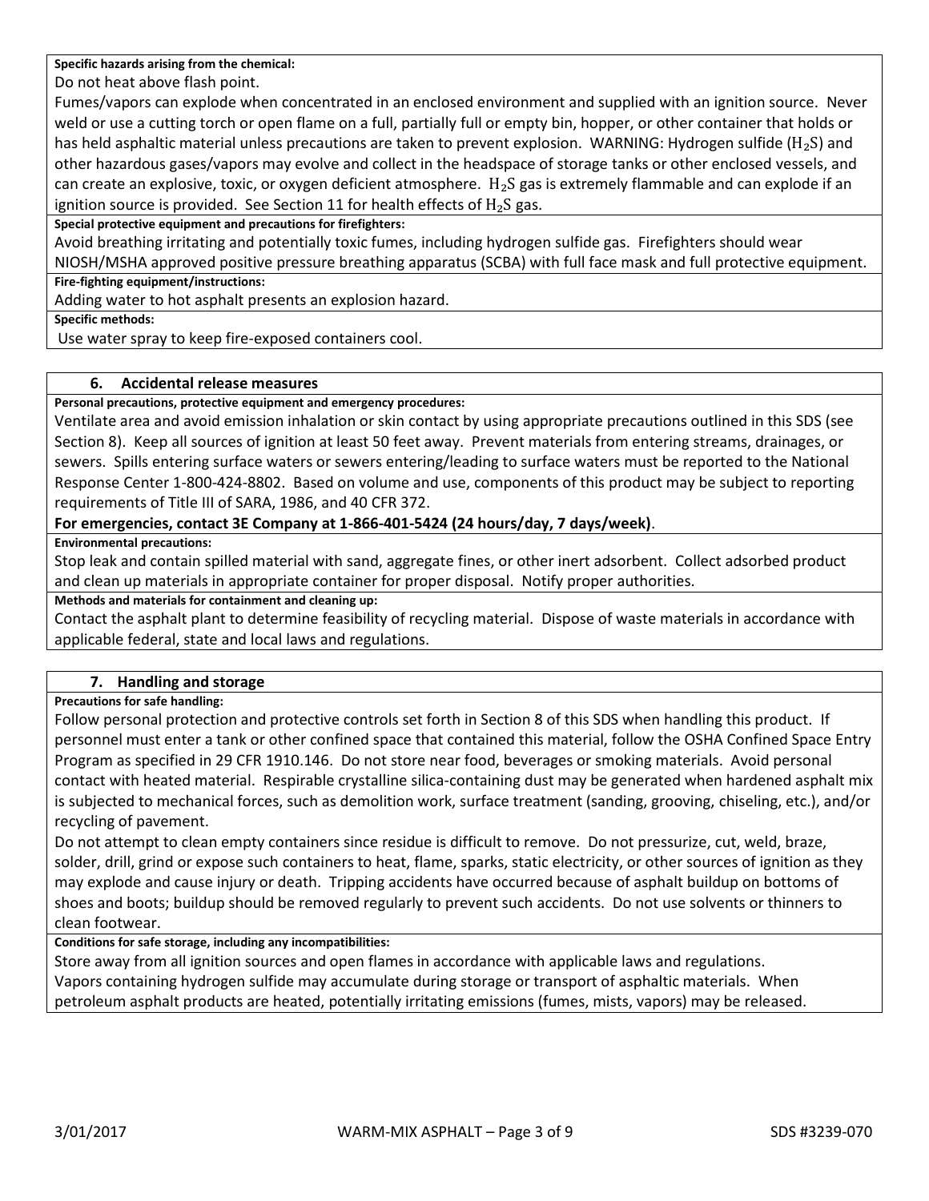**Specific hazards arising from the chemical:**

Do not heat above flash point.

Fumes/vapors can explode when concentrated in an enclosed environment and supplied with an ignition source. Never weld or use a cutting torch or open flame on a full, partially full or empty bin, hopper, or other container that holds or has held asphaltic material unless precautions are taken to prevent explosion. WARNING: Hydrogen sulfide ($H_2S$) and other hazardous gases/vapors may evolve and collect in the headspace of storage tanks or other enclosed vessels, and can create an explosive, toxic, or oxygen deficient atmosphere. $H_2S$ gas is extremely flammable and can explode if an ignition source is provided. See Section 11 for health effects of $H_2S$ gas.

**Special protective equipment and precautions for firefighters:**

Avoid breathing irritating and potentially toxic fumes, including hydrogen sulfide gas. Firefighters should wear NIOSH/MSHA approved positive pressure breathing apparatus (SCBA) with full face mask and full protective equipment.

**Fire-fighting equipment/instructions:**

Adding water to hot asphalt presents an explosion hazard.

**Specific methods:**

Use water spray to keep fire-exposed containers cool.

## 6. Accidental release measures

**Personal precautions, protective equipment and emergency procedures:**

Ventilate area and avoid emission inhalation or skin contact by using appropriate precautions outlined in this SDS (see Section 8). Keep all sources of ignition at least 50 feet away. Prevent materials from entering streams, drainages, or sewers. Spills entering surface waters or sewers entering/leading to surface waters must be reported to the National Response Center 1-800-424-8802. Based on volume and use, components of this product may be subject to reporting requirements of Title III of SARA, 1986, and 40 CFR 372.

**For emergencies, contact 3E Company at 1-866-401-5424 (24 hours/day, 7 days/week)**.

**Environmental precautions:**

Stop leak and contain spilled material with sand, aggregate fines, or other inert adsorbent. Collect adsorbed product and clean up materials in appropriate container for proper disposal. Notify proper authorities.

**Methods and materials for containment and cleaning up:**

Contact the asphalt plant to determine feasibility of recycling material. Dispose of waste materials in accordance with applicable federal, state and local laws and regulations.

## 7. Handling and storage

**Precautions for safe handling:**

Follow personal protection and protective controls set forth in Section 8 of this SDS when handling this product. If personnel must enter a tank or other confined space that contained this material, follow the OSHA Confined Space Entry Program as specified in 29 CFR 1910.146. Do not store near food, beverages or smoking materials. Avoid personal contact with heated material. Respirable crystalline silica-containing dust may be generated when hardened asphalt mix is subjected to mechanical forces, such as demolition work, surface treatment (sanding, grooving, chiseling, etc.), and/or recycling of pavement.

Do not attempt to clean empty containers since residue is difficult to remove. Do not pressurize, cut, weld, braze, solder, drill, grind or expose such containers to heat, flame, sparks, static electricity, or other sources of ignition as they may explode and cause injury or death. Tripping accidents have occurred because of asphalt buildup on bottoms of shoes and boots; buildup should be removed regularly to prevent such accidents. Do not use solvents or thinners to clean footwear.

**Conditions for safe storage, including any incompatibilities:**

Store away from all ignition sources and open flames in accordance with applicable laws and regulations.

Vapors containing hydrogen sulfide may accumulate during storage or transport of asphaltic materials. When petroleum asphalt products are heated, potentially irritating emissions (fumes, mists, vapors) may be released.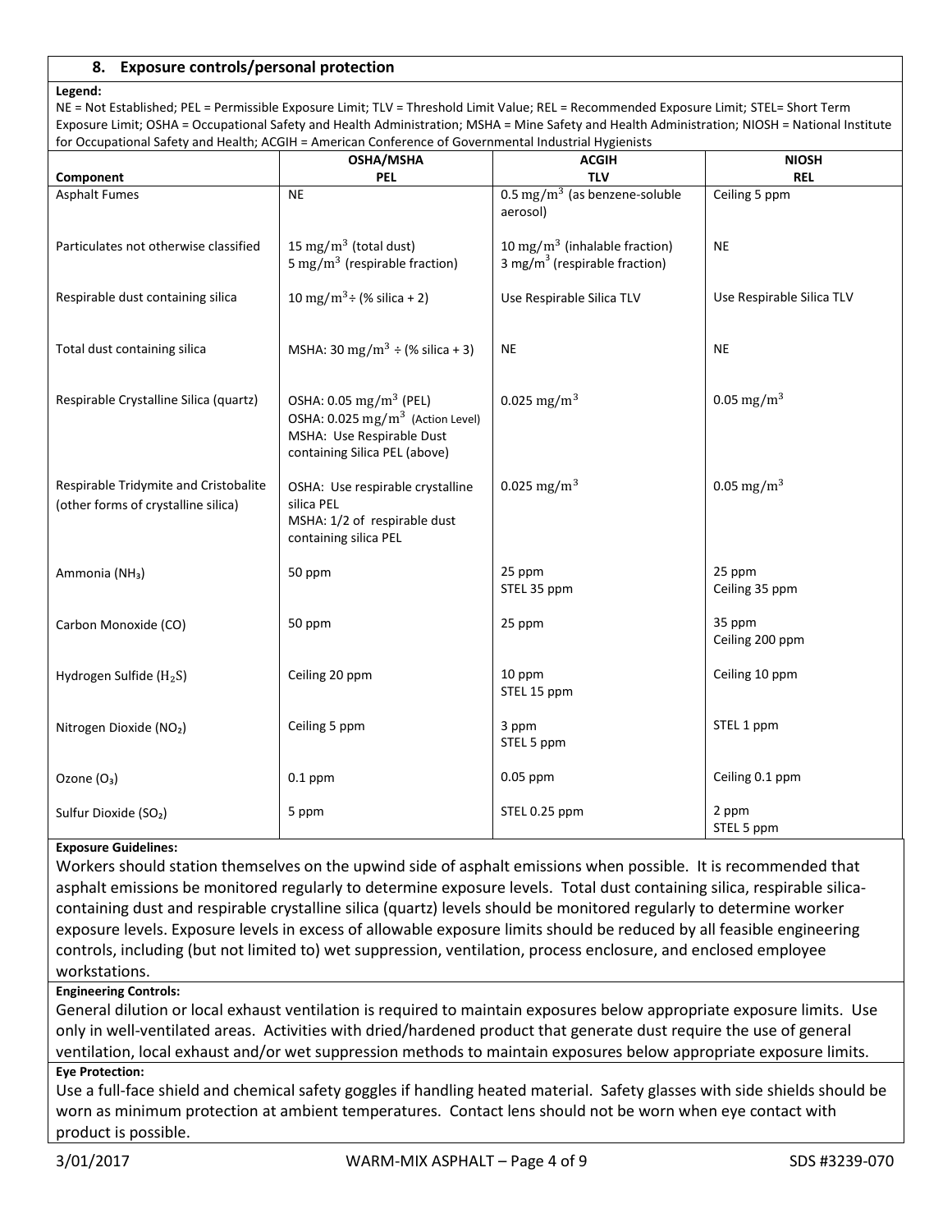## 8. Exposure controls/personal protection

**Legend:**

NE = Not Established; PEL = Permissible Exposure Limit; TLV = Threshold Limit Value; REL = Recommended Exposure Limit; STEL= Short Term Exposure Limit; OSHA = Occupational Safety and Health Administration; MSHA = Mine Safety and Health Administration; NIOSH = National Institute for Occupational Safety and Health; ACGIH = American Conference of Governmental Industrial Hygienists

| Component | OSHA/MSHA PEL | ACGIH TLV | NIOSH REL |
|---|---|---|---|
| Asphalt Fumes | NE | 0.5 $mg/m^3$ (as benzene-soluble aerosol) | Ceiling 5 ppm |
| Particulates not otherwise classified | 15 $mg/m^3$ (total dust)<br>5 $mg/m^3$ (respirable fraction) | 10 $mg/m^3$ (inhalable fraction)<br>3 $mg/m^3$ (respirable fraction) | NE |
| Respirable dust containing silica | 10 $mg/m^3$ ÷ (% silica + 2) | Use Respirable Silica TLV | Use Respirable Silica TLV |
| Total dust containing silica | MSHA: 30 $mg/m^3$ ÷ (% silica + 3) | NE | NE |
| Respirable Crystalline Silica (quartz) | OSHA: 0.05 $mg/m^3$ (PEL)<br>OSHA: 0.025 $mg/m^3$ (Action Level)<br>MSHA: Use Respirable Dust containing Silica PEL (above) | 0.025 $mg/m^3$ | 0.05 $mg/m^3$ |
| Respirable Tridymite and Cristobalite (other forms of crystalline silica) | OSHA: Use respirable crystalline silica PEL<br>MSHA: 1/2 of respirable dust containing silica PEL | 0.025 $mg/m^3$ | 0.05 $mg/m^3$ |
| Ammonia ($NH_3$) | 50 ppm | 25 ppm<br>STEL 35 ppm | 25 ppm<br>Ceiling 35 ppm |
| Carbon Monoxide (CO) | 50 ppm | 25 ppm | 35 ppm<br>Ceiling 200 ppm |
| Hydrogen Sulfide ($H_2S$) | Ceiling 20 ppm | 10 ppm<br>STEL 15 ppm | Ceiling 10 ppm |
| Nitrogen Dioxide ($NO_2$) | Ceiling 5 ppm | 3 ppm<br>STEL 5 ppm | STEL 1 ppm |
| Ozone ($O_3$) | 0.1 ppm | 0.05 ppm | Ceiling 0.1 ppm |
| Sulfur Dioxide ($SO_2$) | 5 ppm | STEL 0.25 ppm | 2 ppm<br>STEL 5 ppm |

**Exposure Guidelines:**

Workers should station themselves on the upwind side of asphalt emissions when possible. It is recommended that asphalt emissions be monitored regularly to determine exposure levels. Total dust containing silica, respirable silica-containing dust and respirable crystalline silica (quartz) levels should be monitored regularly to determine worker exposure levels. Exposure levels in excess of allowable exposure limits should be reduced by all feasible engineering controls, including (but not limited to) wet suppression, ventilation, process enclosure, and enclosed employee workstations.

**Engineering Controls:**

General dilution or local exhaust ventilation is required to maintain exposures below appropriate exposure limits. Use only in well-ventilated areas. Activities with dried/hardened product that generate dust require the use of general ventilation, local exhaust and/or wet suppression methods to maintain exposures below appropriate exposure limits.

**Eye Protection:**

Use a full-face shield and chemical safety goggles if handling heated material. Safety glasses with side shields should be worn as minimum protection at ambient temperatures. Contact lens should not be worn when eye contact with product is possible.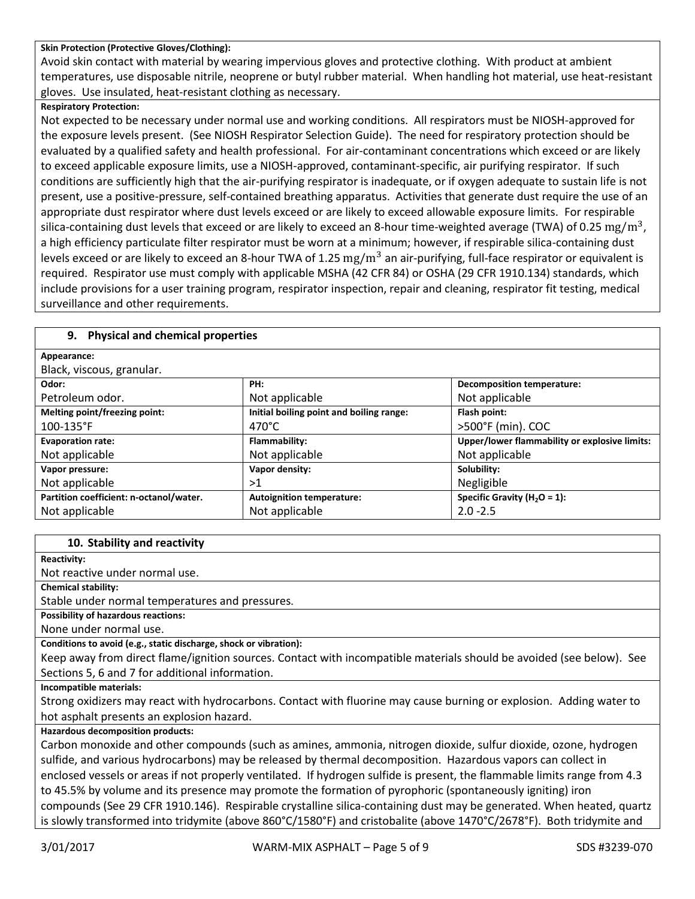**Skin Protection (Protective Gloves/Clothing):**

Avoid skin contact with material by wearing impervious gloves and protective clothing. With product at ambient temperatures, use disposable nitrile, neoprene or butyl rubber material. When handling hot material, use heat-resistant gloves. Use insulated, heat-resistant clothing as necessary.

**Respiratory Protection:**

Not expected to be necessary under normal use and working conditions. All respirators must be NIOSH-approved for the exposure levels present. (See NIOSH Respirator Selection Guide). The need for respiratory protection should be evaluated by a qualified safety and health professional. For air-contaminant concentrations which exceed or are likely to exceed applicable exposure limits, use a NIOSH-approved, contaminant-specific, air purifying respirator. If such conditions are sufficiently high that the air-purifying respirator is inadequate, or if oxygen adequate to sustain life is not present, use a positive-pressure, self-contained breathing apparatus. Activities that generate dust require the use of an appropriate dust respirator where dust levels exceed or are likely to exceed allowable exposure limits. For respirable silica-containing dust levels that exceed or are likely to exceed an 8-hour time-weighted average (TWA) of 0.25 $mg/m^3$, a high efficiency particulate filter respirator must be worn at a minimum; however, if respirable silica-containing dust levels exceed or are likely to exceed an 8-hour TWA of 1.25 $mg/m^3$ an air-purifying, full-face respirator or equivalent is required. Respirator use must comply with applicable MSHA (42 CFR 84) or OSHA (29 CFR 1910.134) standards, which include provisions for a user training program, respirator inspection, repair and cleaning, respirator fit testing, medical surveillance and other requirements.

## 9. Physical and chemical properties

**Appearance:**

Black, viscous, granular.

| Odor: | PH: | Decomposition temperature: |
|---|---|---|
| Petroleum odor. | Not applicable | Not applicable |
| **Melting point/freezing point:** | **Initial boiling point and boiling range:** | **Flash point:** |
| 100-135°F | 470°C | >500°F (min). COC |
| **Evaporation rate:** | **Flammability:** | **Upper/lower flammability or explosive limits:** |
| Not applicable | Not applicable | Not applicable |
| **Vapor pressure:** | **Vapor density:** | **Solubility:** |
| Not applicable | >1 | Negligible |
| **Partition coefficient: n-octanol/water.** | **Autoignition temperature:** | **Specific Gravity ($H_2O$ = 1):** |
| Not applicable | Not applicable | 2.0 -2.5 |

## 10. Stability and reactivity

**Reactivity:**

Not reactive under normal use.

**Chemical stability:**

Stable under normal temperatures and pressures.

**Possibility of hazardous reactions:**

None under normal use.

**Conditions to avoid (e.g., static discharge, shock or vibration):**

Keep away from direct flame/ignition sources. Contact with incompatible materials should be avoided (see below). See Sections 5, 6 and 7 for additional information.

**Incompatible materials:**

Strong oxidizers may react with hydrocarbons. Contact with fluorine may cause burning or explosion. Adding water to hot asphalt presents an explosion hazard.

**Hazardous decomposition products:**

Carbon monoxide and other compounds (such as amines, ammonia, nitrogen dioxide, sulfur dioxide, ozone, hydrogen sulfide, and various hydrocarbons) may be released by thermal decomposition. Hazardous vapors can collect in enclosed vessels or areas if not properly ventilated. If hydrogen sulfide is present, the flammable limits range from 4.3 to 45.5% by volume and its presence may promote the formation of pyrophoric (spontaneously igniting) iron compounds (See 29 CFR 1910.146). Respirable crystalline silica-containing dust may be generated. When heated, quartz is slowly transformed into tridymite (above 860°C/1580°F) and cristobalite (above 1470°C/2678°F). Both tridymite and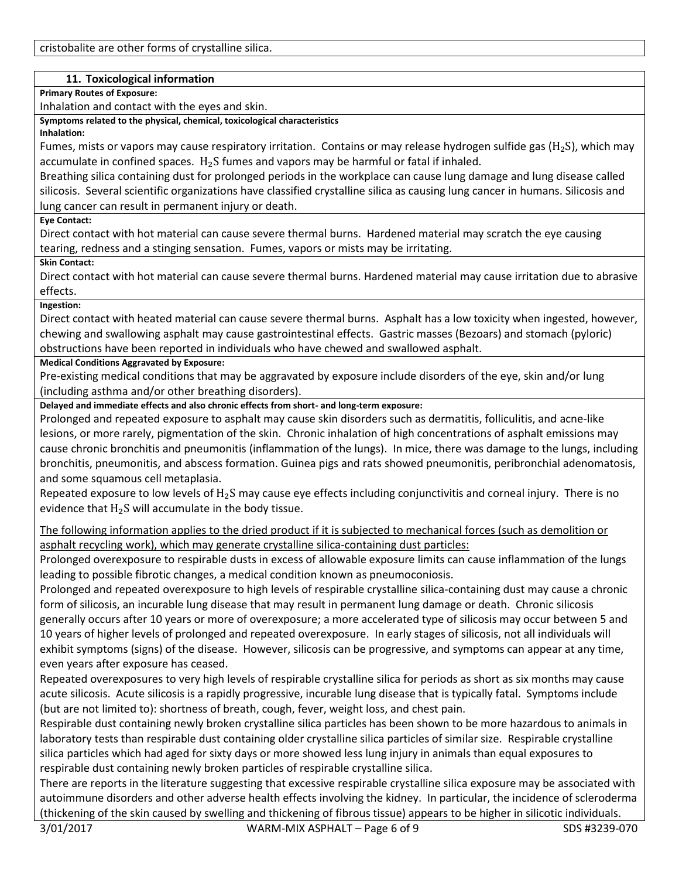cristobalite are other forms of crystalline silica.

## 11. Toxicological information

**Primary Routes of Exposure:**

Inhalation and contact with the eyes and skin.

**Symptoms related to the physical, chemical, toxicological characteristics**

**Inhalation:**

Fumes, mists or vapors may cause respiratory irritation. Contains or may release hydrogen sulfide gas ($H_2S$), which may accumulate in confined spaces. $H_2S$ fumes and vapors may be harmful or fatal if inhaled.

Breathing silica containing dust for prolonged periods in the workplace can cause lung damage and lung disease called silicosis. Several scientific organizations have classified crystalline silica as causing lung cancer in humans. Silicosis and lung cancer can result in permanent injury or death.

**Eye Contact:**

Direct contact with hot material can cause severe thermal burns. Hardened material may scratch the eye causing tearing, redness and a stinging sensation. Fumes, vapors or mists may be irritating.

**Skin Contact:**

Direct contact with hot material can cause severe thermal burns. Hardened material may cause irritation due to abrasive effects.

**Ingestion:**

Direct contact with heated material can cause severe thermal burns. Asphalt has a low toxicity when ingested, however, chewing and swallowing asphalt may cause gastrointestinal effects. Gastric masses (Bezoars) and stomach (pyloric) obstructions have been reported in individuals who have chewed and swallowed asphalt.

**Medical Conditions Aggravated by Exposure:**

Pre-existing medical conditions that may be aggravated by exposure include disorders of the eye, skin and/or lung (including asthma and/or other breathing disorders).

**Delayed and immediate effects and also chronic effects from short- and long-term exposure:**

Prolonged and repeated exposure to asphalt may cause skin disorders such as dermatitis, folliculitis, and acne-like lesions, or more rarely, pigmentation of the skin. Chronic inhalation of high concentrations of asphalt emissions may cause chronic bronchitis and pneumonitis (inflammation of the lungs). In mice, there was damage to the lungs, including bronchitis, pneumonitis, and abscess formation. Guinea pigs and rats showed pneumonitis, peribronchial adenomatosis, and some squamous cell metaplasia.

Repeated exposure to low levels of $H_2S$ may cause eye effects including conjunctivitis and corneal injury. There is no evidence that $H_2S$ will accumulate in the body tissue.

<u>The following information applies to the dried product if it is subjected to mechanical forces (such as demolition or asphalt recycling work), which may generate crystalline silica-containing dust particles:</u>

Prolonged overexposure to respirable dusts in excess of allowable exposure limits can cause inflammation of the lungs leading to possible fibrotic changes, a medical condition known as pneumoconiosis.

Prolonged and repeated overexposure to high levels of respirable crystalline silica-containing dust may cause a chronic form of silicosis, an incurable lung disease that may result in permanent lung damage or death. Chronic silicosis generally occurs after 10 years or more of overexposure; a more accelerated type of silicosis may occur between 5 and 10 years of higher levels of prolonged and repeated overexposure. In early stages of silicosis, not all individuals will exhibit symptoms (signs) of the disease. However, silicosis can be progressive, and symptoms can appear at any time, even years after exposure has ceased.

Repeated overexposures to very high levels of respirable crystalline silica for periods as short as six months may cause acute silicosis. Acute silicosis is a rapidly progressive, incurable lung disease that is typically fatal. Symptoms include (but are not limited to): shortness of breath, cough, fever, weight loss, and chest pain.

Respirable dust containing newly broken crystalline silica particles has been shown to be more hazardous to animals in laboratory tests than respirable dust containing older crystalline silica particles of similar size. Respirable crystalline silica particles which had aged for sixty days or more showed less lung injury in animals than equal exposures to respirable dust containing newly broken particles of respirable crystalline silica.

There are reports in the literature suggesting that excessive respirable crystalline silica exposure may be associated with autoimmune disorders and other adverse health effects involving the kidney. In particular, the incidence of scleroderma (thickening of the skin caused by swelling and thickening of fibrous tissue) appears to be higher in silicotic individuals.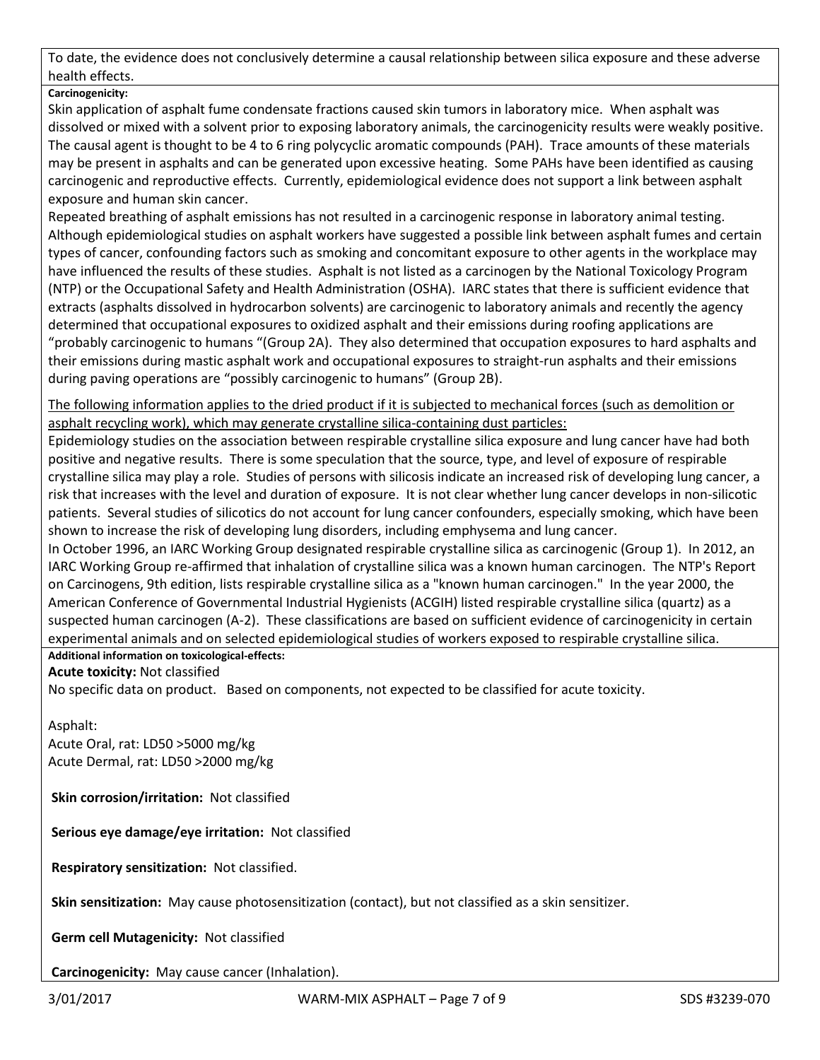To date, the evidence does not conclusively determine a causal relationship between silica exposure and these adverse health effects.

**Carcinogenicity:**

Skin application of asphalt fume condensate fractions caused skin tumors in laboratory mice. When asphalt was dissolved or mixed with a solvent prior to exposing laboratory animals, the carcinogenicity results were weakly positive. The causal agent is thought to be 4 to 6 ring polycyclic aromatic compounds (PAH). Trace amounts of these materials may be present in asphalts and can be generated upon excessive heating. Some PAHs have been identified as causing carcinogenic and reproductive effects. Currently, epidemiological evidence does not support a link between asphalt exposure and human skin cancer.

Repeated breathing of asphalt emissions has not resulted in a carcinogenic response in laboratory animal testing. Although epidemiological studies on asphalt workers have suggested a possible link between asphalt fumes and certain types of cancer, confounding factors such as smoking and concomitant exposure to other agents in the workplace may have influenced the results of these studies. Asphalt is not listed as a carcinogen by the National Toxicology Program (NTP) or the Occupational Safety and Health Administration (OSHA). IARC states that there is sufficient evidence that extracts (asphalts dissolved in hydrocarbon solvents) are carcinogenic to laboratory animals and recently the agency determined that occupational exposures to oxidized asphalt and their emissions during roofing applications are "probably carcinogenic to humans "(Group 2A). They also determined that occupation exposures to hard asphalts and their emissions during mastic asphalt work and occupational exposures to straight-run asphalts and their emissions during paving operations are "possibly carcinogenic to humans" (Group 2B).

<u>The following information applies to the dried product if it is subjected to mechanical forces (such as demolition or asphalt recycling work), which may generate crystalline silica-containing dust particles:</u>

Epidemiology studies on the association between respirable crystalline silica exposure and lung cancer have had both positive and negative results. There is some speculation that the source, type, and level of exposure of respirable crystalline silica may play a role. Studies of persons with silicosis indicate an increased risk of developing lung cancer, a risk that increases with the level and duration of exposure. It is not clear whether lung cancer develops in non-silicotic patients. Several studies of silicotics do not account for lung cancer confounders, especially smoking, which have been shown to increase the risk of developing lung disorders, including emphysema and lung cancer.

In October 1996, an IARC Working Group designated respirable crystalline silica as carcinogenic (Group 1). In 2012, an IARC Working Group re-affirmed that inhalation of crystalline silica was a known human carcinogen. The NTP's Report on Carcinogens, 9th edition, lists respirable crystalline silica as a "known human carcinogen." In the year 2000, the American Conference of Governmental Industrial Hygienists (ACGIH) listed respirable crystalline silica (quartz) as a suspected human carcinogen (A-2). These classifications are based on sufficient evidence of carcinogenicity in certain experimental animals and on selected epidemiological studies of workers exposed to respirable crystalline silica.

**Additional information on toxicological-effects:**

**Acute toxicity:** Not classified

No specific data on product. Based on components, not expected to be classified for acute toxicity.

Asphalt:
Acute Oral, rat: LD50 >5000 mg/kg
Acute Dermal, rat: LD50 >2000 mg/kg

**Skin corrosion/irritation:** Not classified

**Serious eye damage/eye irritation:** Not classified

**Respiratory sensitization:** Not classified.

**Skin sensitization:** May cause photosensitization (contact), but not classified as a skin sensitizer.

**Germ cell Mutagenicity:** Not classified

**Carcinogenicity:** May cause cancer (Inhalation).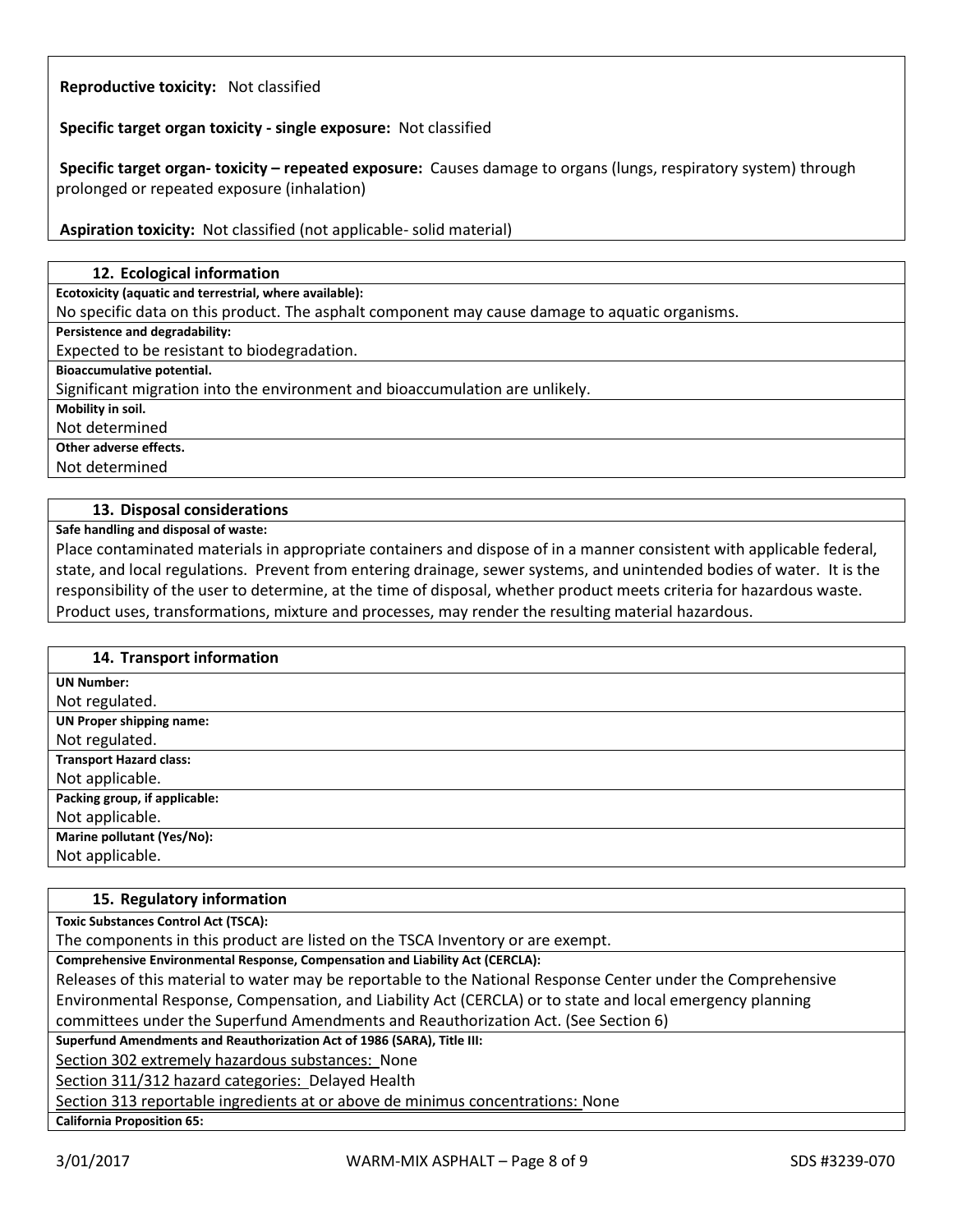**Reproductive toxicity:** Not classified

**Specific target organ toxicity - single exposure:** Not classified

**Specific target organ- toxicity – repeated exposure:** Causes damage to organs (lungs, respiratory system) through prolonged or repeated exposure (inhalation)

**Aspiration toxicity:** Not classified (not applicable- solid material)

## 12. Ecological information

**Ecotoxicity (aquatic and terrestrial, where available):**

No specific data on this product. The asphalt component may cause damage to aquatic organisms.

**Persistence and degradability:**

Expected to be resistant to biodegradation.

**Bioaccumulative potential.**

Significant migration into the environment and bioaccumulation are unlikely.

**Mobility in soil.**

Not determined

**Other adverse effects.**

Not determined

## 13. Disposal considerations

**Safe handling and disposal of waste:**

Place contaminated materials in appropriate containers and dispose of in a manner consistent with applicable federal, state, and local regulations. Prevent from entering drainage, sewer systems, and unintended bodies of water. It is the responsibility of the user to determine, at the time of disposal, whether product meets criteria for hazardous waste. Product uses, transformations, mixture and processes, may render the resulting material hazardous.

## 14. Transport information

**UN Number:**

Not regulated.

**UN Proper shipping name:**

Not regulated.

**Transport Hazard class:**

Not applicable.

**Packing group, if applicable:**

Not applicable.

**Marine pollutant (Yes/No):**

Not applicable.

## 15. Regulatory information

**Toxic Substances Control Act (TSCA):**

The components in this product are listed on the TSCA Inventory or are exempt.

**Comprehensive Environmental Response, Compensation and Liability Act (CERCLA):**

Releases of this material to water may be reportable to the National Response Center under the Comprehensive Environmental Response, Compensation, and Liability Act (CERCLA) or to state and local emergency planning committees under the Superfund Amendments and Reauthorization Act. (See Section 6)

**Superfund Amendments and Reauthorization Act of 1986 (SARA), Title III:**

Section 302 extremely hazardous substances: None

Section 311/312 hazard categories: Delayed Health

Section 313 reportable ingredients at or above de minimus concentrations: None

**California Proposition 65:**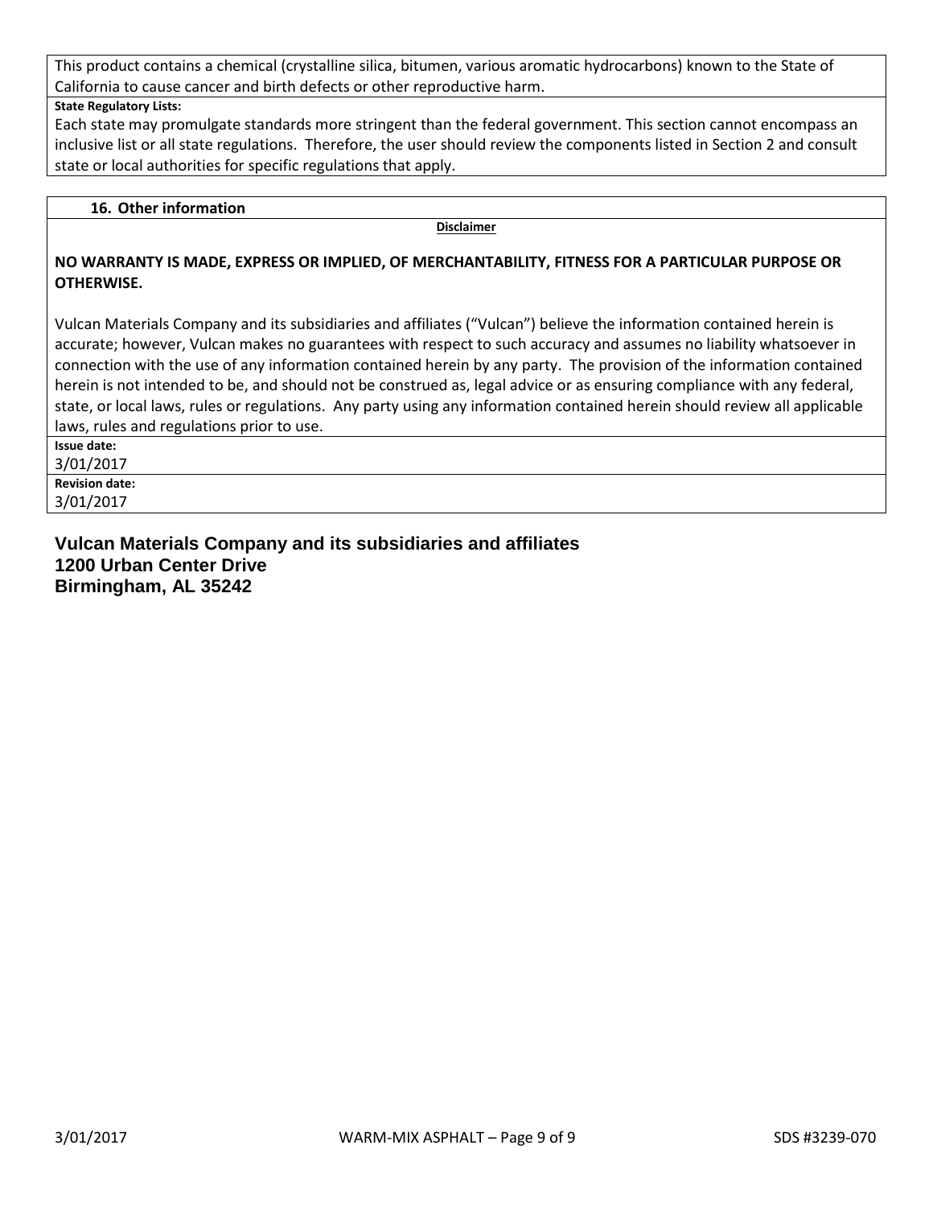This product contains a chemical (crystalline silica, bitumen, various aromatic hydrocarbons) known to the State of California to cause cancer and birth defects or other reproductive harm.

**State Regulatory Lists:**

Each state may promulgate standards more stringent than the federal government. This section cannot encompass an inclusive list or all state regulations. Therefore, the user should review the components listed in Section 2 and consult state or local authorities for specific regulations that apply.

## 16. Other information

**Disclaimer**

**NO WARRANTY IS MADE, EXPRESS OR IMPLIED, OF MERCHANTABILITY, FITNESS FOR A PARTICULAR PURPOSE OR OTHERWISE.**

Vulcan Materials Company and its subsidiaries and affiliates ("Vulcan") believe the information contained herein is accurate; however, Vulcan makes no guarantees with respect to such accuracy and assumes no liability whatsoever in connection with the use of any information contained herein by any party. The provision of the information contained herein is not intended to be, and should not be construed as, legal advice or as ensuring compliance with any federal, state, or local laws, rules or regulations. Any party using any information contained herein should review all applicable laws, rules and regulations prior to use.

**Issue date:**
3/01/2017

**Revision date:**
3/01/2017

**Vulcan Materials Company and its subsidiaries and affiliates**
**1200 Urban Center Drive**
**Birmingham, AL 35242**